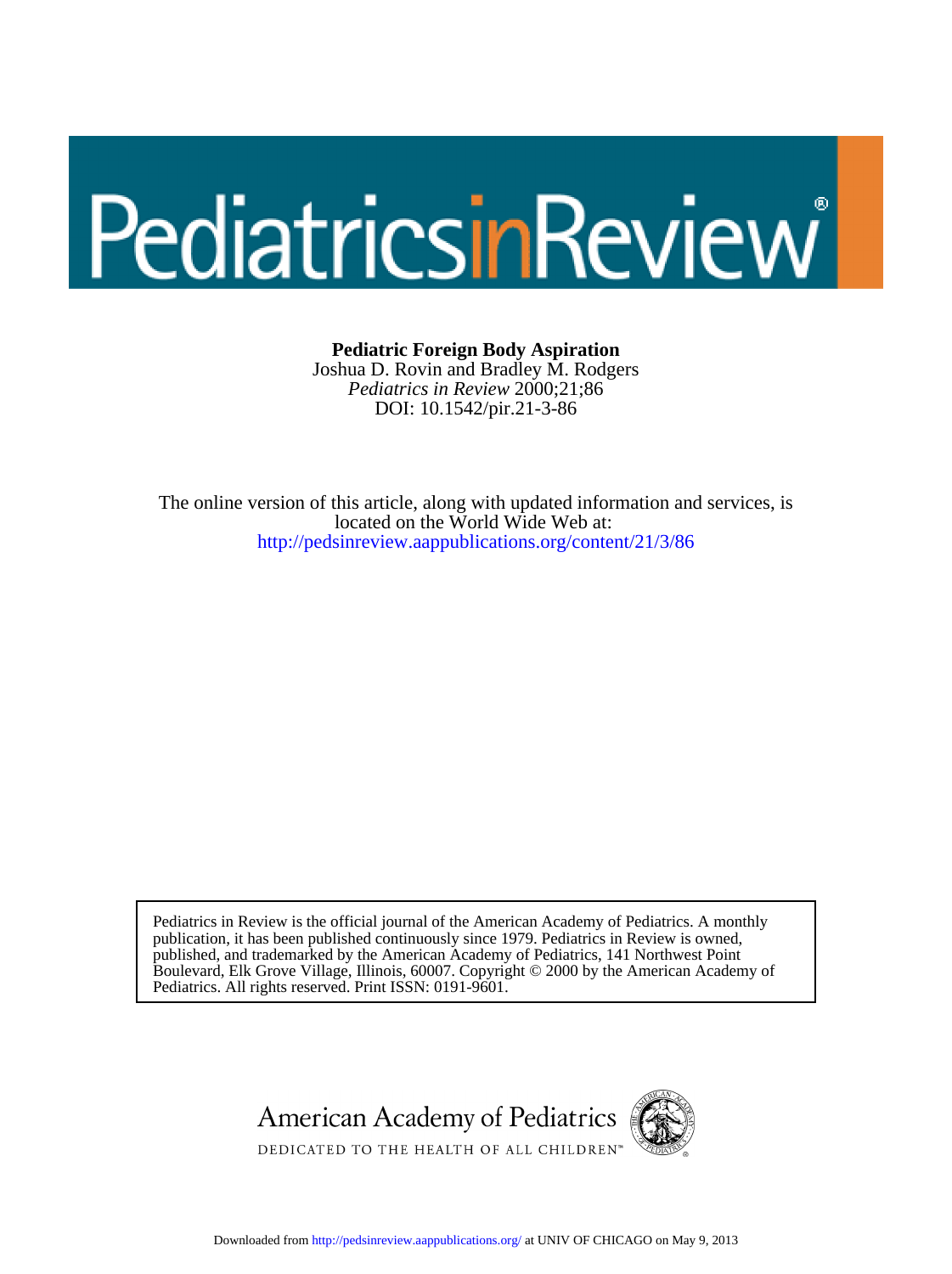# PediatricsinReview®

**Pediatric Foreign Body Aspiration**
Joshua D. Rovin and Bradley M. Rodgers
*Pediatrics in Review* 2000;21;86
DOI: 10.1542/pir.21-3-86

The online version of this article, along with updated information and services, is located on the World Wide Web at:
http://pedsinreview.aappublications.org/content/21/3/86

Pediatrics in Review is the official journal of the American Academy of Pediatrics. A monthly publication, it has been published continuously since 1979. Pediatrics in Review is owned, published, and trademarked by the American Academy of Pediatrics, 141 Northwest Point Boulevard, Elk Grove Village, Illinois, 60007. Copyright © 2000 by the American Academy of Pediatrics. All rights reserved. Print ISSN: 0191-9601.

American Academy of Pediatrics
DEDICATED TO THE HEALTH OF ALL CHILDREN™

Downloaded from http://pedsinreview.aappublications.org/ at UNIV OF CHICAGO on May 9, 2013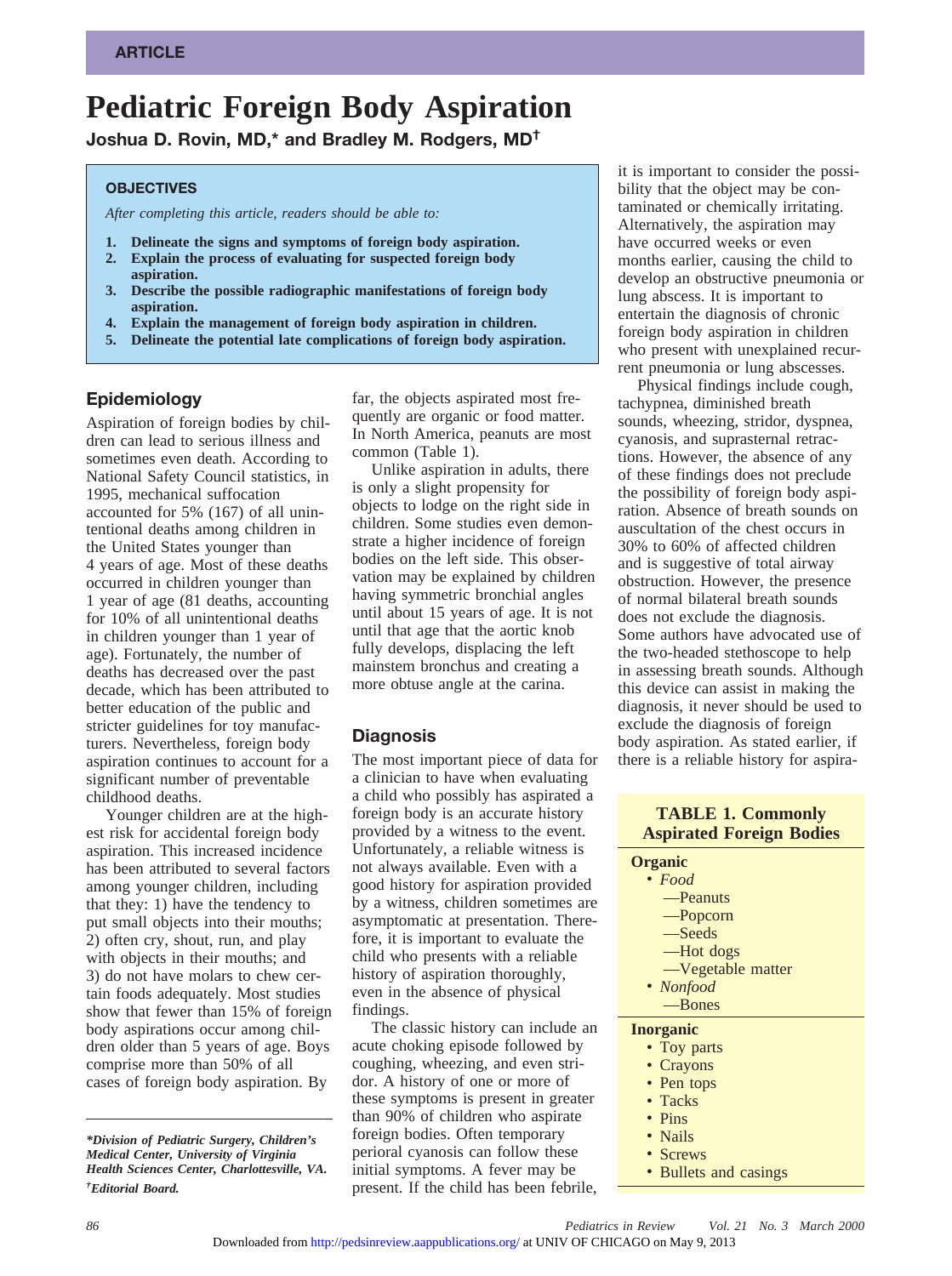ARTICLE

# Pediatric Foreign Body Aspiration

**Joshua D. Rovin, MD,* and Bradley M. Rodgers, MD†**

### OBJECTIVES

*After completing this article, readers should be able to:*

1. **Delineate the signs and symptoms of foreign body aspiration.**
2. **Explain the process of evaluating for suspected foreign body aspiration.**
3. **Describe the possible radiographic manifestations of foreign body aspiration.**
4. **Explain the management of foreign body aspiration in children.**
5. **Delineate the potential late complications of foreign body aspiration.**

## Epidemiology

Aspiration of foreign bodies by children can lead to serious illness and sometimes even death. According to National Safety Council statistics, in 1995, mechanical suffocation accounted for 5% (167) of all unintentional deaths among children in the United States younger than 4 years of age. Most of these deaths occurred in children younger than 1 year of age (81 deaths, accounting for 10% of all unintentional deaths in children younger than 1 year of age). Fortunately, the number of deaths has decreased over the past decade, which has been attributed to better education of the public and stricter guidelines for toy manufacturers. Nevertheless, foreign body aspiration continues to account for a significant number of preventable childhood deaths.

Younger children are at the highest risk for accidental foreign body aspiration. This increased incidence has been attributed to several factors among younger children, including that they: 1) have the tendency to put small objects into their mouths; 2) often cry, shout, run, and play with objects in their mouths; and 3) do not have molars to chew certain foods adequately. Most studies show that fewer than 15% of foreign body aspirations occur among children older than 5 years of age. Boys comprise more than 50% of all cases of foreign body aspiration. By far, the objects aspirated most frequently are organic or food matter. In North America, peanuts are most common (Table 1).

Unlike aspiration in adults, there is only a slight propensity for objects to lodge on the right side in children. Some studies even demonstrate a higher incidence of foreign bodies on the left side. This observation may be explained by children having symmetric bronchial angles until about 15 years of age. It is not until that age that the aortic knob fully develops, displacing the left mainstem bronchus and creating a more obtuse angle at the carina.

## Diagnosis

The most important piece of data for a clinician to have when evaluating a child who possibly has aspirated a foreign body is an accurate history provided by a witness to the event. Unfortunately, a reliable witness is not always available. Even with a good history for aspiration provided by a witness, children sometimes are asymptomatic at presentation. Therefore, it is important to evaluate the child who presents with a reliable history of aspiration thoroughly, even in the absence of physical findings.

The classic history can include an acute choking episode followed by coughing, wheezing, and even stridor. A history of one or more of these symptoms is present in greater than 90% of children who aspirate foreign bodies. Often temporary perioral cyanosis can follow these initial symptoms. A fever may be present. If the child has been febrile, it is important to consider the possibility that the object may be contaminated or chemically irritating. Alternatively, the aspiration may have occurred weeks or even months earlier, causing the child to develop an obstructive pneumonia or lung abscess. It is important to entertain the diagnosis of chronic foreign body aspiration in children who present with unexplained recurrent pneumonia or lung abscesses.

Physical findings include cough, tachypnea, diminished breath sounds, wheezing, stridor, dyspnea, cyanosis, and suprasternal retractions. However, the absence of any of these findings does not preclude the possibility of foreign body aspiration. Absence of breath sounds on auscultation of the chest occurs in 30% to 60% of affected children and is suggestive of total airway obstruction. However, the presence of normal bilateral breath sounds does not exclude the diagnosis. Some authors have advocated use of the two-headed stethoscope to help in assessing breath sounds. Although this device can assist in making the diagnosis, it never should be used to exclude the diagnosis of foreign body aspiration. As stated earlier, if there is a reliable history for aspira-

**TABLE 1. Commonly Aspirated Foreign Bodies**

**Organic**
- *Food*
  - —Peanuts
  - —Popcorn
  - —Seeds
  - —Hot dogs
  - —Vegetable matter
- *Nonfood*
  - —Bones

**Inorganic**
- Toy parts
- Crayons
- Pen tops
- Tacks
- Pins
- Nails
- Screws
- Bullets and casings

***Division of Pediatric Surgery, Children's Medical Center, University of Virginia Health Sciences Center, Charlottesville, VA.**
**†Editorial Board.**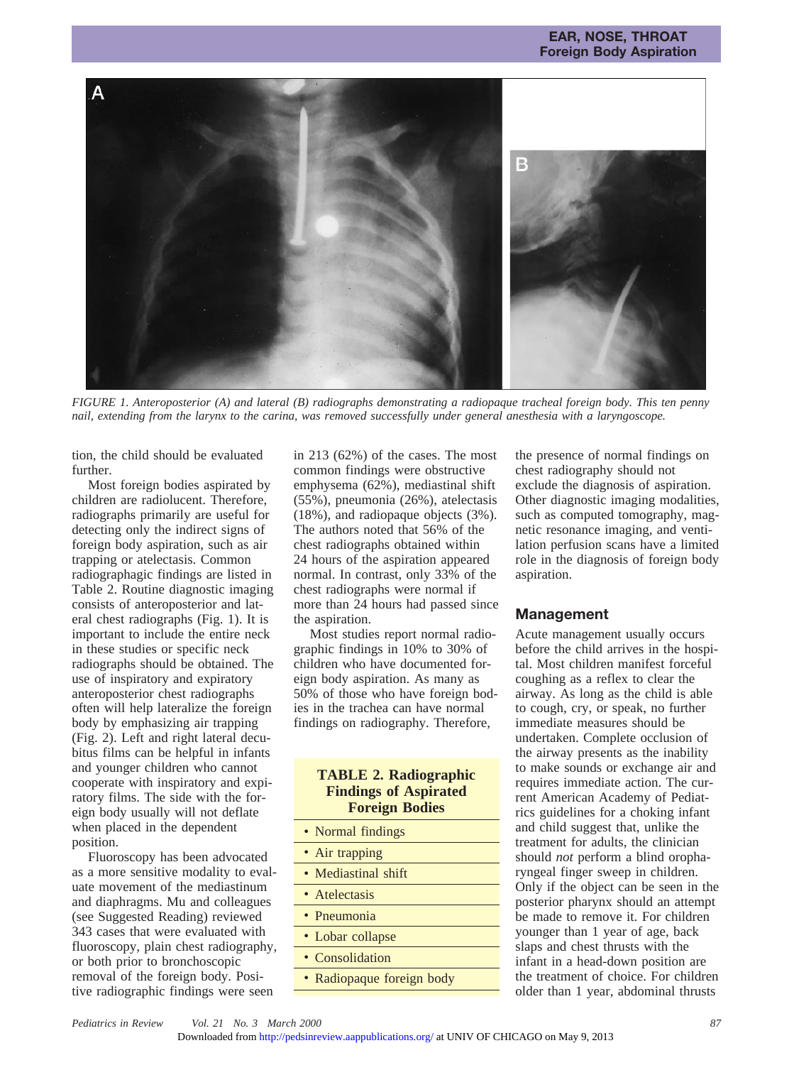FIGURE 1. Anteroposterior (A) and lateral (B) radiographs demonstrating a radiopaque tracheal foreign body. This ten penny nail, extending from the larynx to the carina, was removed successfully under general anesthesia with a laryngoscope.

tion, the child should be evaluated further.

Most foreign bodies aspirated by children are radiolucent. Therefore, radiographs primarily are useful for detecting only the indirect signs of foreign body aspiration, such as air trapping or atelectasis. Common radiographagic findings are listed in Table 2. Routine diagnostic imaging consists of anteroposterior and lateral chest radiographs (Fig. 1). It is important to include the entire neck in these studies or specific neck radiographs should be obtained. The use of inspiratory and expiratory anteroposterior chest radiographs often will help lateralize the foreign body by emphasizing air trapping (Fig. 2). Left and right lateral decubitus films can be helpful in infants and younger children who cannot cooperate with inspiratory and expiratory films. The side with the foreign body usually will not deflate when placed in the dependent position.

Fluoroscopy has been advocated as a more sensitive modality to evaluate movement of the mediastinum and diaphragms. Mu and colleagues (see Suggested Reading) reviewed 343 cases that were evaluated with fluoroscopy, plain chest radiography, or both prior to bronchoscopic removal of the foreign body. Positive radiographic findings were seen in 213 (62%) of the cases. The most common findings were obstructive emphysema (62%), mediastinal shift (55%), pneumonia (26%), atelectasis (18%), and radiopaque objects (3%). The authors noted that 56% of the chest radiographs obtained within 24 hours of the aspiration appeared normal. In contrast, only 33% of the chest radiographs were normal if more than 24 hours had passed since the aspiration.

Most studies report normal radiographic findings in 10% to 30% of children who have documented foreign body aspiration. As many as 50% of those who have foreign bodies in the trachea can have normal findings on radiography. Therefore, the presence of normal findings on chest radiography should not exclude the diagnosis of aspiration. Other diagnostic imaging modalities, such as computed tomography, magnetic resonance imaging, and ventilation perfusion scans have a limited role in the diagnosis of foreign body aspiration.

| TABLE 2. Radiographic Findings of Aspirated Foreign Bodies |
|---|
| • Normal findings |
| • Air trapping |
| • Mediastinal shift |
| • Atelectasis |
| • Pneumonia |
| • Lobar collapse |
| • Consolidation |
| • Radiopaque foreign body |

## Management

Acute management usually occurs before the child arrives in the hospital. Most children manifest forceful coughing as a reflex to clear the airway. As long as the child is able to cough, cry, or speak, no further immediate measures should be undertaken. Complete occlusion of the airway presents as the inability to make sounds or exchange air and requires immediate action. The current American Academy of Pediatrics guidelines for a choking infant and child suggest that, unlike the treatment for adults, the clinician should *not* perform a blind oropharyngeal finger sweep in children. Only if the object can be seen in the posterior pharynx should an attempt be made to remove it. For children younger than 1 year of age, back slaps and chest thrusts with the infant in a head-down position are the treatment of choice. For children older than 1 year, abdominal thrusts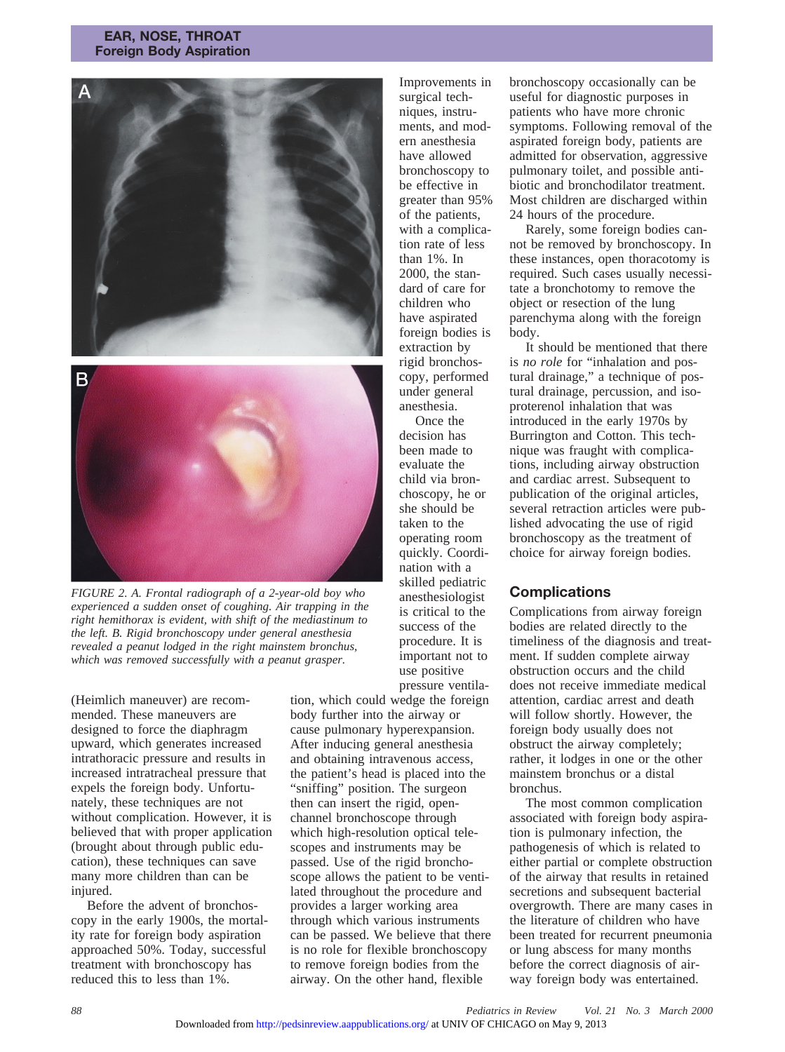FIGURE 2. A. Frontal radiograph of a 2-year-old boy who experienced a sudden onset of coughing. Air trapping in the right hemithorax is evident, with shift of the mediastinum to the left. B. Rigid bronchoscopy under general anesthesia revealed a peanut lodged in the right mainstem bronchus, which was removed successfully with a peanut grasper.

(Heimlich maneuver) are recommended. These maneuvers are designed to force the diaphragm upward, which generates increased intrathoracic pressure and results in increased intratracheal pressure that expels the foreign body. Unfortunately, these techniques are not without complication. However, it is believed that with proper application (brought about through public education), these techniques can save many more children than can be injured.

Before the advent of bronchoscopy in the early 1900s, the mortality rate for foreign body aspiration approached 50%. Today, successful treatment with bronchoscopy has reduced this to less than 1%. Improvements in surgical techniques, instruments, and modern anesthesia have allowed bronchoscopy to be effective in greater than 95% of the patients, with a complication rate of less than 1%. In 2000, the standard of care for children who have aspirated foreign bodies is extraction by rigid bronchoscopy, performed under general anesthesia.

Once the decision has been made to evaluate the child via bronchoscopy, he or she should be taken to the operating room quickly. Coordination with a skilled pediatric anesthesiologist is critical to the success of the procedure. It is important not to use positive pressure ventilation, which could wedge the foreign body further into the airway or cause pulmonary hyperexpansion. After inducing general anesthesia and obtaining intravenous access, the patient's head is placed into the "sniffing" position. The surgeon then can insert the rigid, open-channel bronchoscope through which high-resolution optical telescopes and instruments may be passed. Use of the rigid bronchoscope allows the patient to be ventilated throughout the procedure and provides a larger working area through which various instruments can be passed. We believe that there is no role for flexible bronchoscopy to remove foreign bodies from the airway. On the other hand, flexible bronchoscopy occasionally can be useful for diagnostic purposes in patients who have more chronic symptoms. Following removal of the aspirated foreign body, patients are admitted for observation, aggressive pulmonary toilet, and possible antibiotic and bronchodilator treatment. Most children are discharged within 24 hours of the procedure.

Rarely, some foreign bodies cannot be removed by bronchoscopy. In these instances, open thoracotomy is required. Such cases usually necessitate a bronchotomy to remove the object or resection of the lung parenchyma along with the foreign body.

It should be mentioned that there is *no role* for "inhalation and postural drainage," a technique of postural drainage, percussion, and isoproterenol inhalation that was introduced in the early 1970s by Burrington and Cotton. This technique was fraught with complications, including airway obstruction and cardiac arrest. Subsequent to publication of the original articles, several retraction articles were published advocating the use of rigid bronchoscopy as the treatment of choice for airway foreign bodies.

## Complications

Complications from airway foreign bodies are related directly to the timeliness of the diagnosis and treatment. If sudden complete airway obstruction occurs and the child does not receive immediate medical attention, cardiac arrest and death will follow shortly. However, the foreign body usually does not obstruct the airway completely; rather, it lodges in one or the other mainstem bronchus or a distal bronchus.

The most common complication associated with foreign body aspiration is pulmonary infection, the pathogenesis of which is related to either partial or complete obstruction of the airway that results in retained secretions and subsequent bacterial overgrowth. There are many cases in the literature of children who have been treated for recurrent pneumonia or lung abscess for many months before the correct diagnosis of airway foreign body was entertained.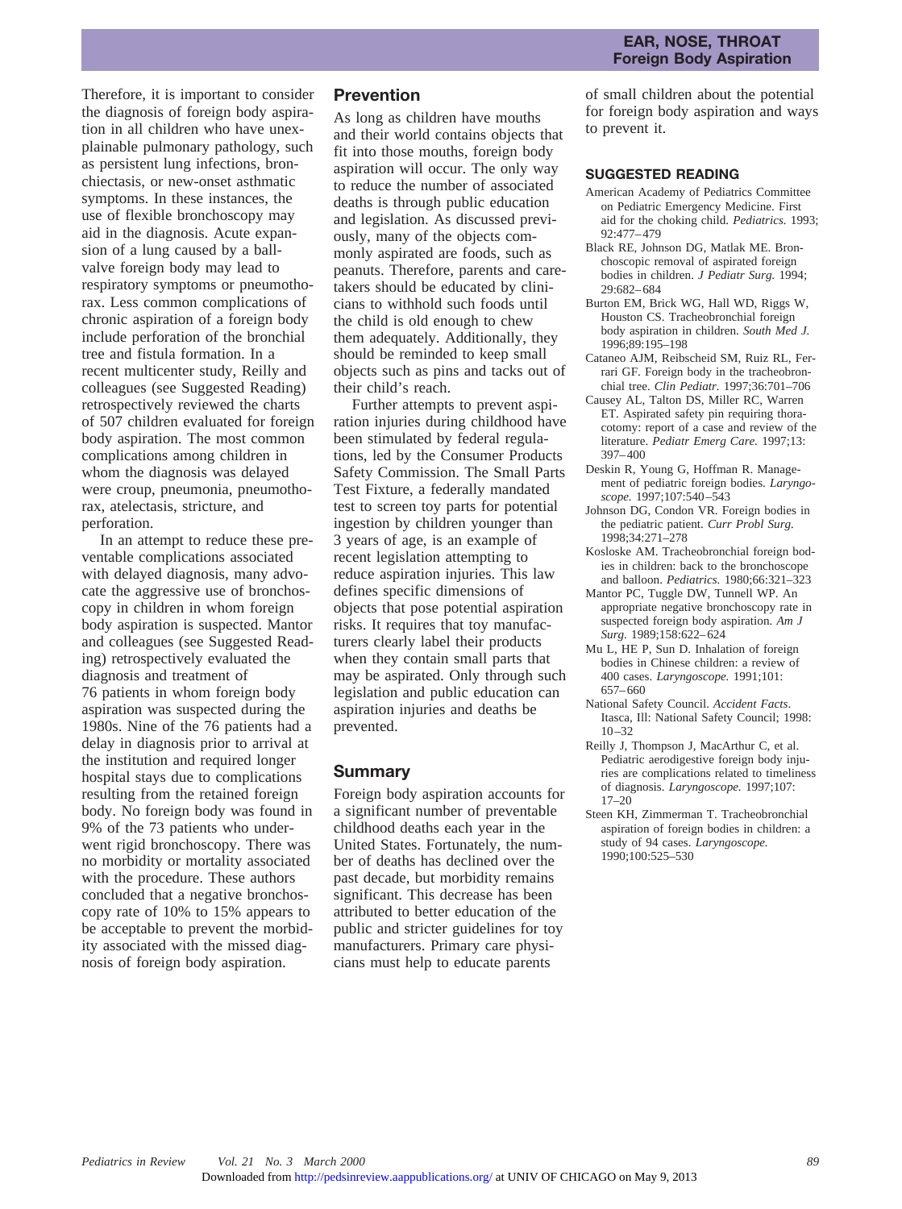Therefore, it is important to consider the diagnosis of foreign body aspiration in all children who have unexplainable pulmonary pathology, such as persistent lung infections, bronchiectasis, or new-onset asthmatic symptoms. In these instances, the use of flexible bronchoscopy may aid in the diagnosis. Acute expansion of a lung caused by a ball-valve foreign body may lead to respiratory symptoms or pneumothorax. Less common complications of chronic aspiration of a foreign body include perforation of the bronchial tree and fistula formation. In a recent multicenter study, Reilly and colleagues (see Suggested Reading) retrospectively reviewed the charts of 507 children evaluated for foreign body aspiration. The most common complications among children in whom the diagnosis was delayed were croup, pneumonia, pneumothorax, atelectasis, stricture, and perforation.

In an attempt to reduce these preventable complications associated with delayed diagnosis, many advocate the aggressive use of bronchoscopy in children in whom foreign body aspiration is suspected. Mantor and colleagues (see Suggested Reading) retrospectively evaluated the diagnosis and treatment of 76 patients in whom foreign body aspiration was suspected during the 1980s. Nine of the 76 patients had a delay in diagnosis prior to arrival at the institution and required longer hospital stays due to complications resulting from the retained foreign body. No foreign body was found in 9% of the 73 patients who underwent rigid bronchoscopy. There was no morbidity or mortality associated with the procedure. These authors concluded that a negative bronchoscopy rate of 10% to 15% appears to be acceptable to prevent the morbidity associated with the missed diagnosis of foreign body aspiration.

## Prevention

As long as children have mouths and their world contains objects that fit into those mouths, foreign body aspiration will occur. The only way to reduce the number of associated deaths is through public education and legislation. As discussed previously, many of the objects commonly aspirated are foods, such as peanuts. Therefore, parents and caretakers should be educated by clinicians to withhold such foods until the child is old enough to chew them adequately. Additionally, they should be reminded to keep small objects such as pins and tacks out of their child's reach.

Further attempts to prevent aspiration injuries during childhood have been stimulated by federal regulations, led by the Consumer Products Safety Commission. The Small Parts Test Fixture, a federally mandated test to screen toy parts for potential ingestion by children younger than 3 years of age, is an example of recent legislation attempting to reduce aspiration injuries. This law defines specific dimensions of objects that pose potential aspiration risks. It requires that toy manufacturers clearly label their products when they contain small parts that may be aspirated. Only through such legislation and public education can aspiration injuries and deaths be prevented.

## Summary

Foreign body aspiration accounts for a significant number of preventable childhood deaths each year in the United States. Fortunately, the number of deaths has declined over the past decade, but morbidity remains significant. This decrease has been attributed to better education of the public and stricter guidelines for toy manufacturers. Primary care physicians must help to educate parents of small children about the potential for foreign body aspiration and ways to prevent it.

### SUGGESTED READING

American Academy of Pediatrics Committee on Pediatric Emergency Medicine. First aid for the choking child. *Pediatrics.* 1993; 92:477–479

Black RE, Johnson DG, Matlak ME. Bronchoscopic removal of aspirated foreign bodies in children. *J Pediatr Surg.* 1994; 29:682–684

Burton EM, Brick WG, Hall WD, Riggs W, Houston CS. Tracheobronchial foreign body aspiration in children. *South Med J.* 1996;89:195–198

Cataneo AJM, Reibscheid SM, Ruiz RL, Ferrari GF. Foreign body in the tracheobronchial tree. *Clin Pediatr.* 1997;36:701–706

Causey AL, Talton DS, Miller RC, Warren ET. Aspirated safety pin requiring thoracotomy: report of a case and review of the literature. *Pediatr Emerg Care.* 1997;13: 397–400

Deskin R, Young G, Hoffman R. Management of pediatric foreign bodies. *Laryngoscope.* 1997;107:540–543

Johnson DG, Condon VR. Foreign bodies in the pediatric patient. *Curr Probl Surg.* 1998;34:271–278

Kosloske AM. Tracheobronchial foreign bodies in children: back to the bronchoscope and balloon. *Pediatrics.* 1980;66:321–323

Mantor PC, Tuggle DW, Tunnell WP. An appropriate negative bronchoscopy rate in suspected foreign body aspiration. *Am J Surg.* 1989;158:622–624

Mu L, HE P, Sun D. Inhalation of foreign bodies in Chinese children: a review of 400 cases. *Laryngoscope.* 1991;101: 657–660

National Safety Council. *Accident Facts.* Itasca, Ill: National Safety Council; 1998: 10–32

Reilly J, Thompson J, MacArthur C, et al. Pediatric aerodigestive foreign body injuries are complications related to timeliness of diagnosis. *Laryngoscope.* 1997;107: 17–20

Steen KH, Zimmerman T. Tracheobronchial aspiration of foreign bodies in children: a study of 94 cases. *Laryngoscope.* 1990;100:525–530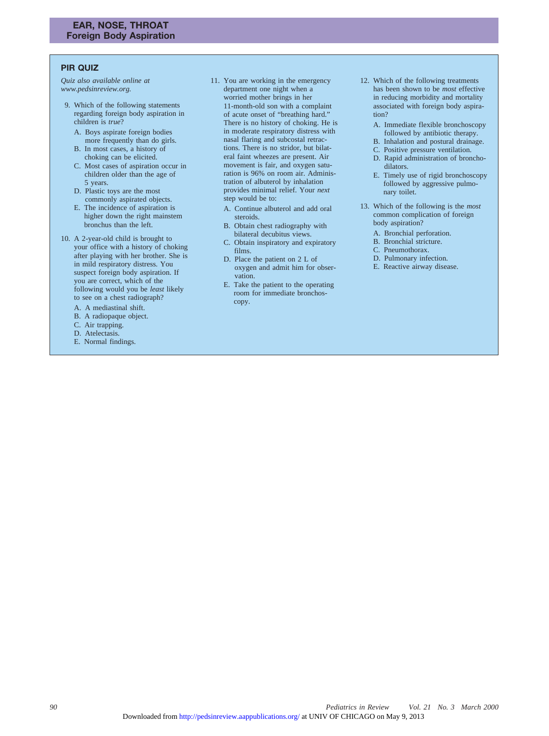## PIR QUIZ

*Quiz also available online at www.pedsinreview.org.*

9. Which of the following statements regarding foreign body aspiration in children is *true*?
   - A. Boys aspirate foreign bodies more frequently than do girls.
   - B. In most cases, a history of choking can be elicited.
   - C. Most cases of aspiration occur in children older than the age of 5 years.
   - D. Plastic toys are the most commonly aspirated objects.
   - E. The incidence of aspiration is higher down the right mainstem bronchus than the left.

10. A 2-year-old child is brought to your office with a history of choking after playing with her brother. She is in mild respiratory distress. You suspect foreign body aspiration. If you are correct, which of the following would you be *least* likely to see on a chest radiograph?
    - A. A mediastinal shift.
    - B. A radiopaque object.
    - C. Air trapping.
    - D. Atelectasis.
    - E. Normal findings.

11. You are working in the emergency department one night when a worried mother brings in her 11-month-old son with a complaint of acute onset of "breathing hard." There is no history of choking. He is in moderate respiratory distress with nasal flaring and subcostal retractions. There is no stridor, but bilateral faint wheezes are present. Air movement is fair, and oxygen saturation is 96% on room air. Administration of albuterol by inhalation provides minimal relief. Your *next* step would be to:
    - A. Continue albuterol and add oral steroids.
    - B. Obtain chest radiography with bilateral decubitus views.
    - C. Obtain inspiratory and expiratory films.
    - D. Place the patient on 2 L of oxygen and admit him for observation.
    - E. Take the patient to the operating room for immediate bronchoscopy.

12. Which of the following treatments has been shown to be *most* effective in reducing morbidity and mortality associated with foreign body aspiration?
    - A. Immediate flexible bronchoscopy followed by antibiotic therapy.
    - B. Inhalation and postural drainage.
    - C. Positive pressure ventilation.
    - D. Rapid administration of bronchodilators.
    - E. Timely use of rigid bronchoscopy followed by aggressive pulmonary toilet.

13. Which of the following is the *most* common complication of foreign body aspiration?
    - A. Bronchial perforation.
    - B. Bronchial stricture.
    - C. Pneumothorax.
    - D. Pulmonary infection.
    - E. Reactive airway disease.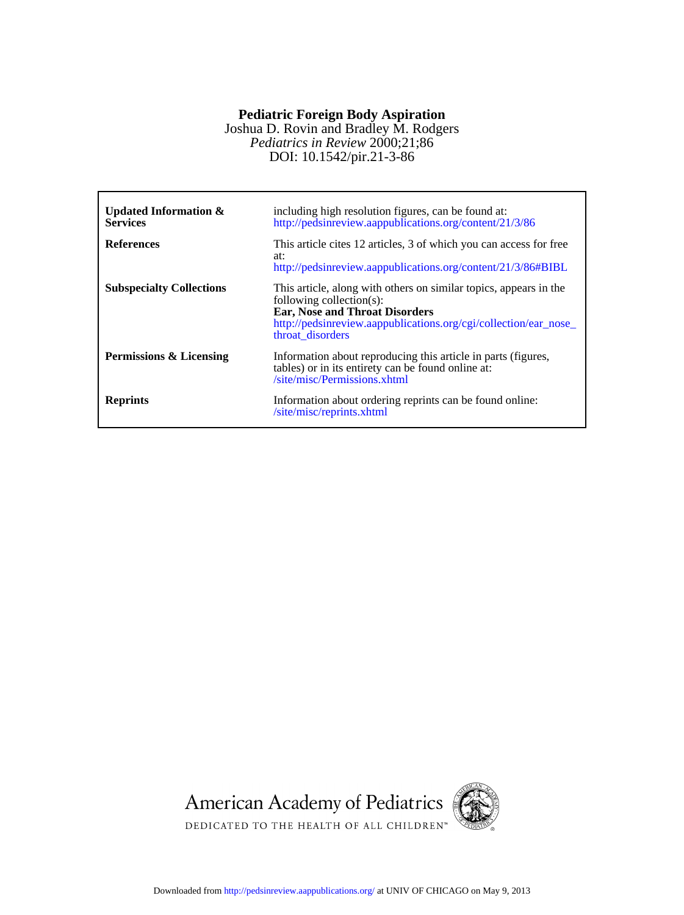**Pediatric Foreign Body Aspiration**

Joshua D. Rovin and Bradley M. Rodgers

*Pediatrics in Review* 2000;21;86

DOI: 10.1542/pir.21-3-86

| | |
|---|---|
| **Updated Information & Services** | including high resolution figures, can be found at: http://pedsinreview.aappublications.org/content/21/3/86 |
| **References** | This article cites 12 articles, 3 of which you can access for free at: http://pedsinreview.aappublications.org/content/21/3/86#BIBL |
| **Subspecialty Collections** | This article, along with others on similar topics, appears in the following collection(s): **Ear, Nose and Throat Disorders** http://pedsinreview.aappublications.org/cgi/collection/ear_nose_throat_disorders |
| **Permissions & Licensing** | Information about reproducing this article in parts (figures, tables) or in its entirety can be found online at: /site/misc/Permissions.xhtml |
| **Reprints** | Information about ordering reprints can be found online: /site/misc/reprints.xhtml |

American Academy of Pediatrics

DEDICATED TO THE HEALTH OF ALL CHILDREN™

Downloaded from http://pedsinreview.aappublications.org/ at UNIV OF CHICAGO on May 9, 2013